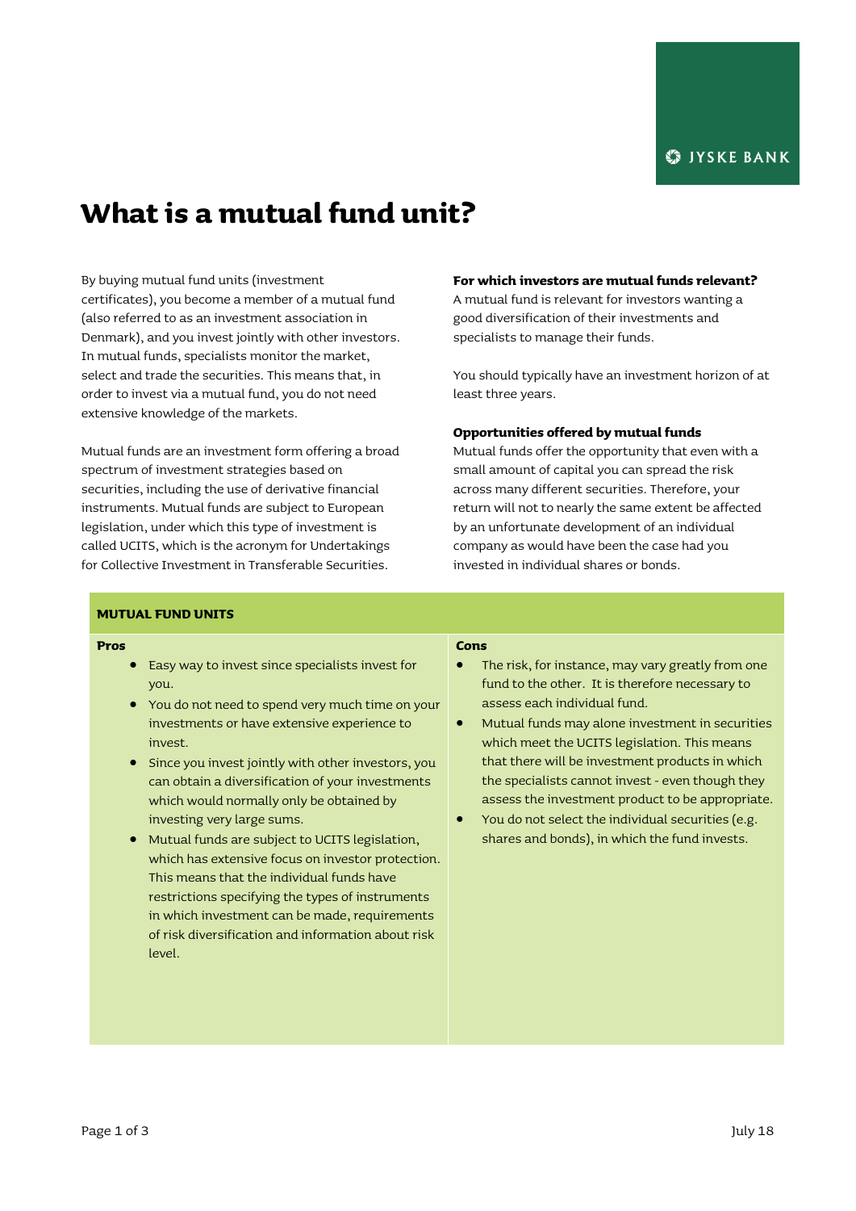# What is a mutual fund unit?

By buying mutual fund units (investment certificates), you become a member of a mutual fund (also referred to as an investment association in Denmark), and you invest jointly with other investors. In mutual funds, specialists monitor the market, select and trade the securities. This means that, in order to invest via a mutual fund, you do not need extensive knowledge of the markets.

Mutual funds are an investment form offering a broad spectrum of investment strategies based on securities, including the use of derivative financial instruments. Mutual funds are subject to European legislation, under which this type of investment is called UCITS, which is the acronym for Undertakings for Collective Investment in Transferable Securities.

**For which investors are mutual funds relevant?**

A mutual fund is relevant for investors wanting a good diversification of their investments and specialists to manage their funds.

You should typically have an investment horizon of at least three years.

**Opportunities offered by mutual funds**

Mutual funds offer the opportunity that even with a small amount of capital you can spread the risk across many different securities. Therefore, your return will not to nearly the same extent be affected by an unfortunate development of an individual company as would have been the case had you invested in individual shares or bonds.

**MUTUAL FUND UNITS**

**Pros**

- Easy way to invest since specialists invest for you.
- You do not need to spend very much time on your investments or have extensive experience to invest.
- Since you invest jointly with other investors, you can obtain a diversification of your investments which would normally only be obtained by investing very large sums.
- Mutual funds are subject to UCITS legislation, which has extensive focus on investor protection. This means that the individual funds have restrictions specifying the types of instruments in which investment can be made, requirements of risk diversification and information about risk level.

**Cons**

- The risk, for instance, may vary greatly from one fund to the other. It is therefore necessary to assess each individual fund.
- Mutual funds may alone investment in securities which meet the UCITS legislation. This means that there will be investment products in which the specialists cannot invest - even though they assess the investment product to be appropriate.
- You do not select the individual securities (e.g. shares and bonds), in which the fund invests.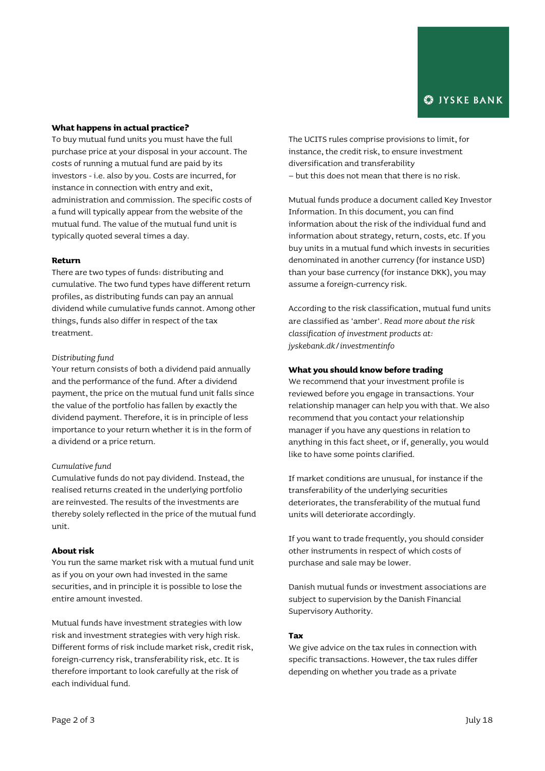### What happens in actual practice?

To buy mutual fund units you must have the full purchase price at your disposal in your account. The costs of running a mutual fund are paid by its investors - i.e. also by you. Costs are incurred, for instance in connection with entry and exit, administration and commission. The specific costs of a fund will typically appear from the website of the mutual fund. The value of the mutual fund unit is typically quoted several times a day.

### Return

There are two types of funds: distributing and cumulative. The two fund types have different return profiles, as distributing funds can pay an annual dividend while cumulative funds cannot. Among other things, funds also differ in respect of the tax treatment.

*Distributing fund*

Your return consists of both a dividend paid annually and the performance of the fund. After a dividend payment, the price on the mutual fund unit falls since the value of the portfolio has fallen by exactly the dividend payment. Therefore, it is in principle of less importance to your return whether it is in the form of a dividend or a price return.

*Cumulative fund*

Cumulative funds do not pay dividend. Instead, the realised returns created in the underlying portfolio are reinvested. The results of the investments are thereby solely reflected in the price of the mutual fund unit.

### About risk

You run the same market risk with a mutual fund unit as if you on your own had invested in the same securities, and in principle it is possible to lose the entire amount invested.

Mutual funds have investment strategies with low risk and investment strategies with very high risk. Different forms of risk include market risk, credit risk, foreign-currency risk, transferability risk, etc. It is therefore important to look carefully at the risk of each individual fund.

The UCITS rules comprise provisions to limit, for instance, the credit risk, to ensure investment diversification and transferability
– but this does not mean that there is no risk.

Mutual funds produce a document called Key Investor Information. In this document, you can find information about the risk of the individual fund and information about strategy, return, costs, etc. If you buy units in a mutual fund which invests in securities denominated in another currency (for instance USD) than your base currency (for instance DKK), you may assume a foreign-currency risk.

According to the risk classification, mutual fund units are classified as 'amber'. *Read more about the risk classification of investment products at: jyskebank.dk/investmentinfo*

### What you should know before trading

We recommend that your investment profile is reviewed before you engage in transactions. Your relationship manager can help you with that. We also recommend that you contact your relationship manager if you have any questions in relation to anything in this fact sheet, or if, generally, you would like to have some points clarified.

If market conditions are unusual, for instance if the transferability of the underlying securities deteriorates, the transferability of the mutual fund units will deteriorate accordingly.

If you want to trade frequently, you should consider other instruments in respect of which costs of purchase and sale may be lower.

Danish mutual funds or investment associations are subject to supervision by the Danish Financial Supervisory Authority.

### Tax

We give advice on the tax rules in connection with specific transactions. However, the tax rules differ depending on whether you trade as a private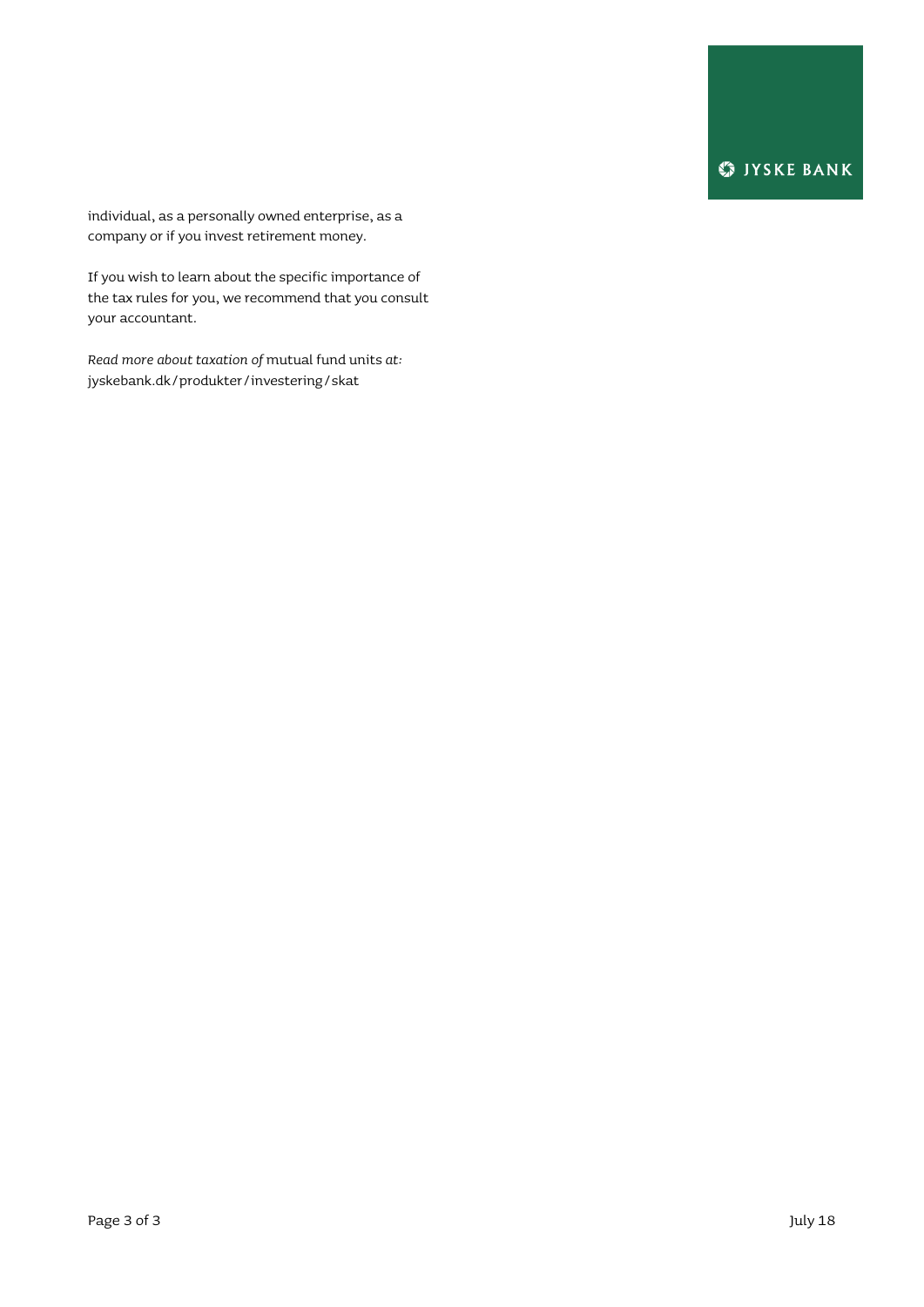individual, as a personally owned enterprise, as a company or if you invest retirement money.

If you wish to learn about the specific importance of the tax rules for you, we recommend that you consult your accountant.

*Read more about taxation of* mutual fund units *at:*
jyskebank.dk/produkter/investering/skat